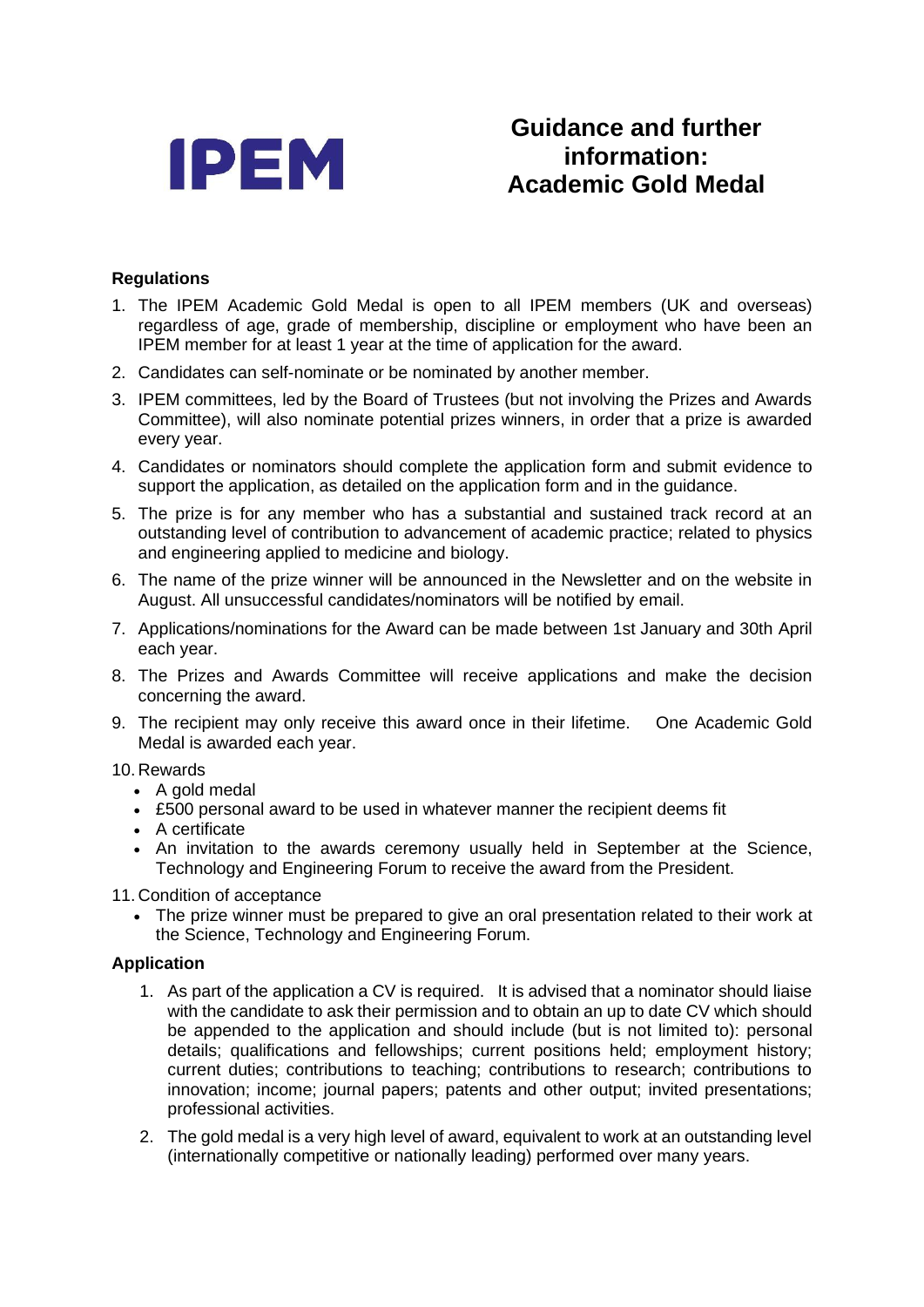IPEM

# Guidance and further information: Academic Gold Medal

**Regulations**

1. The IPEM Academic Gold Medal is open to all IPEM members (UK and overseas) regardless of age, grade of membership, discipline or employment who have been an IPEM member for at least 1 year at the time of application for the award.
2. Candidates can self-nominate or be nominated by another member.
3. IPEM committees, led by the Board of Trustees (but not involving the Prizes and Awards Committee), will also nominate potential prizes winners, in order that a prize is awarded every year.
4. Candidates or nominators should complete the application form and submit evidence to support the application, as detailed on the application form and in the guidance.
5. The prize is for any member who has a substantial and sustained track record at an outstanding level of contribution to advancement of academic practice; related to physics and engineering applied to medicine and biology.
6. The name of the prize winner will be announced in the Newsletter and on the website in August. All unsuccessful candidates/nominators will be notified by email.
7. Applications/nominations for the Award can be made between 1st January and 30th April each year.
8. The Prizes and Awards Committee will receive applications and make the decision concerning the award.
9. The recipient may only receive this award once in their lifetime. One Academic Gold Medal is awarded each year.
10. Rewards
    - A gold medal
    - £500 personal award to be used in whatever manner the recipient deems fit
    - A certificate
    - An invitation to the awards ceremony usually held in September at the Science, Technology and Engineering Forum to receive the award from the President.
11. Condition of acceptance
    - The prize winner must be prepared to give an oral presentation related to their work at the Science, Technology and Engineering Forum.

**Application**

1. As part of the application a CV is required. It is advised that a nominator should liaise with the candidate to ask their permission and to obtain an up to date CV which should be appended to the application and should include (but is not limited to): personal details; qualifications and fellowships; current positions held; employment history; current duties; contributions to teaching; contributions to research; contributions to innovation; income; journal papers; patents and other output; invited presentations; professional activities.
2. The gold medal is a very high level of award, equivalent to work at an outstanding level (internationally competitive or nationally leading) performed over many years.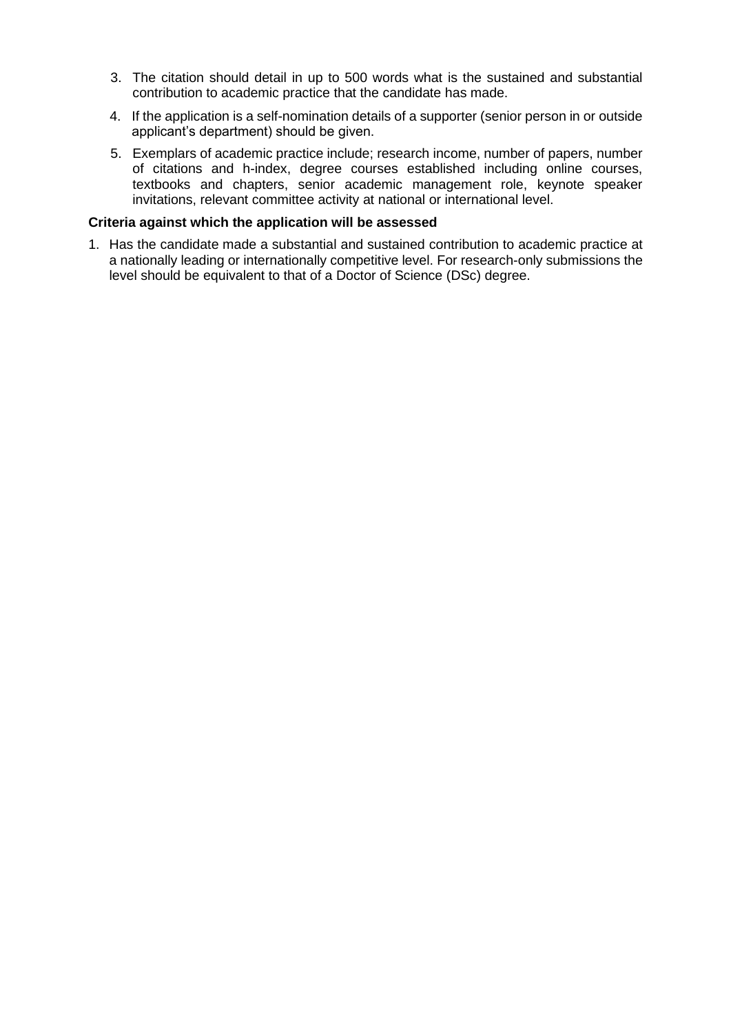3. The citation should detail in up to 500 words what is the sustained and substantial contribution to academic practice that the candidate has made.
4. If the application is a self-nomination details of a supporter (senior person in or outside applicant's department) should be given.
5. Exemplars of academic practice include; research income, number of papers, number of citations and h-index, degree courses established including online courses, textbooks and chapters, senior academic management role, keynote speaker invitations, relevant committee activity at national or international level.

**Criteria against which the application will be assessed**

1. Has the candidate made a substantial and sustained contribution to academic practice at a nationally leading or internationally competitive level. For research-only submissions the level should be equivalent to that of a Doctor of Science (DSc) degree.